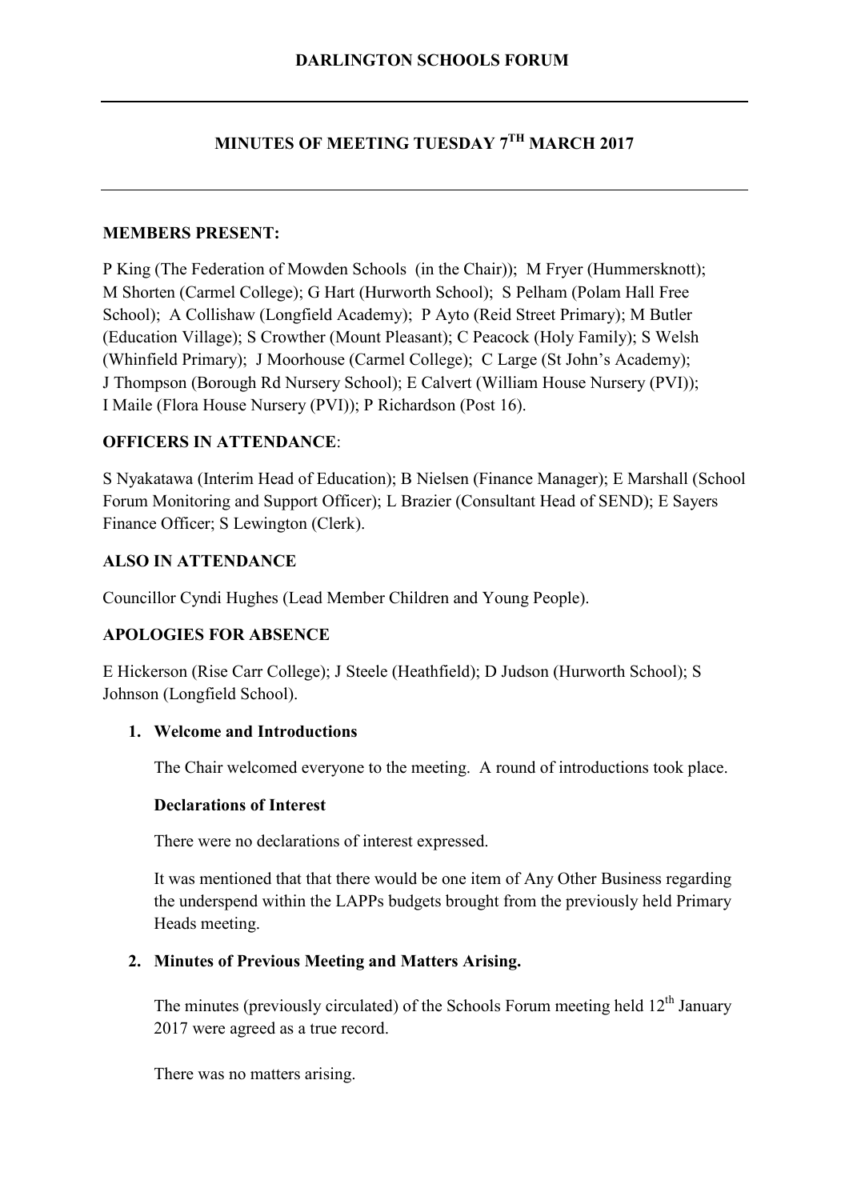# DARLINGTON SCHOOLS FORUM

## MINUTES OF MEETING TUESDAY 7TH MARCH 2017

**MEMBERS PRESENT:**

P King (The Federation of Mowden Schools (in the Chair)); M Fryer (Hummersknott); M Shorten (Carmel College); G Hart (Hurworth School); S Pelham (Polam Hall Free School); A Collishaw (Longfield Academy); P Ayto (Reid Street Primary); M Butler (Education Village); S Crowther (Mount Pleasant); C Peacock (Holy Family); S Welsh (Whinfield Primary); J Moorhouse (Carmel College); C Large (St John's Academy); J Thompson (Borough Rd Nursery School); E Calvert (William House Nursery (PVI)); I Maile (Flora House Nursery (PVI)); P Richardson (Post 16).

**OFFICERS IN ATTENDANCE**:

S Nyakatawa (Interim Head of Education); B Nielsen (Finance Manager); E Marshall (School Forum Monitoring and Support Officer); L Brazier (Consultant Head of SEND); E Sayers Finance Officer; S Lewington (Clerk).

**ALSO IN ATTENDANCE**

Councillor Cyndi Hughes (Lead Member Children and Young People).

**APOLOGIES FOR ABSENCE**

E Hickerson (Rise Carr College); J Steele (Heathfield); D Judson (Hurworth School); S Johnson (Longfield School).

1. **Welcome and Introductions**

   The Chair welcomed everyone to the meeting. A round of introductions took place.

   **Declarations of Interest**

   There were no declarations of interest expressed.

   It was mentioned that that there would be one item of Any Other Business regarding the underspend within the LAPPs budgets brought from the previously held Primary Heads meeting.

2. **Minutes of Previous Meeting and Matters Arising.**

   The minutes (previously circulated) of the Schools Forum meeting held 12th January 2017 were agreed as a true record.

   There was no matters arising.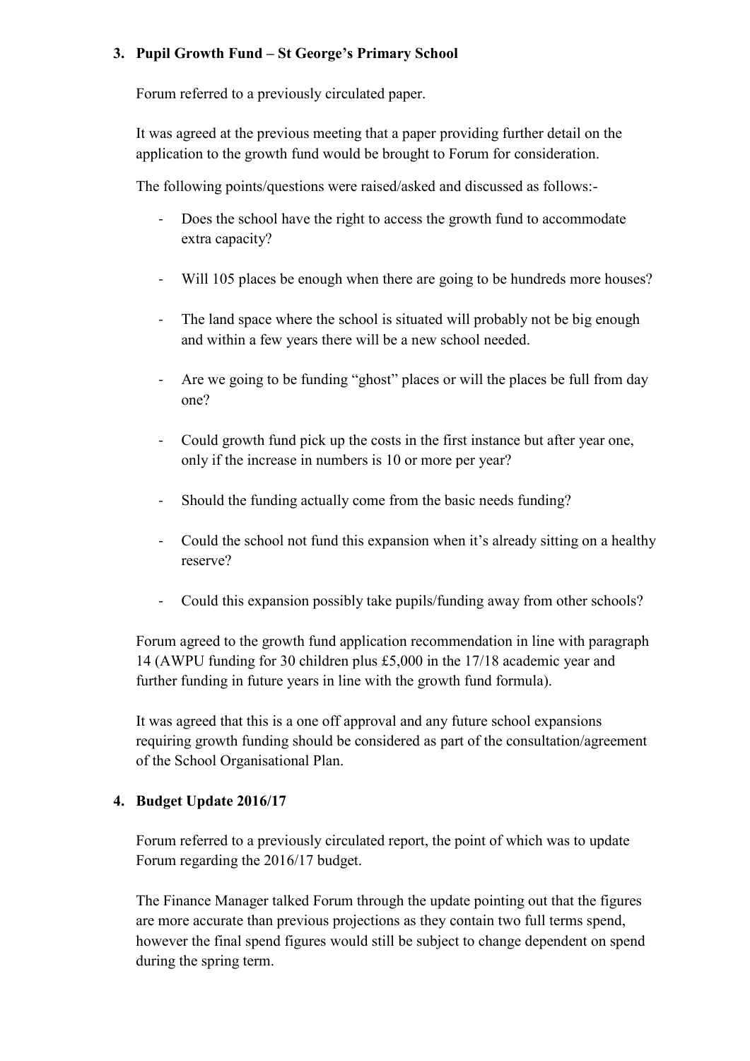## 3. Pupil Growth Fund – St George's Primary School

Forum referred to a previously circulated paper.

It was agreed at the previous meeting that a paper providing further detail on the application to the growth fund would be brought to Forum for consideration.

The following points/questions were raised/asked and discussed as follows:-

- Does the school have the right to access the growth fund to accommodate extra capacity?
- Will 105 places be enough when there are going to be hundreds more houses?
- The land space where the school is situated will probably not be big enough and within a few years there will be a new school needed.
- Are we going to be funding "ghost" places or will the places be full from day one?
- Could growth fund pick up the costs in the first instance but after year one, only if the increase in numbers is 10 or more per year?
- Should the funding actually come from the basic needs funding?
- Could the school not fund this expansion when it's already sitting on a healthy reserve?
- Could this expansion possibly take pupils/funding away from other schools?

Forum agreed to the growth fund application recommendation in line with paragraph 14 (AWPU funding for 30 children plus £5,000 in the 17/18 academic year and further funding in future years in line with the growth fund formula).

It was agreed that this is a one off approval and any future school expansions requiring growth funding should be considered as part of the consultation/agreement of the School Organisational Plan.

## 4. Budget Update 2016/17

Forum referred to a previously circulated report, the point of which was to update Forum regarding the 2016/17 budget.

The Finance Manager talked Forum through the update pointing out that the figures are more accurate than previous projections as they contain two full terms spend, however the final spend figures would still be subject to change dependent on spend during the spring term.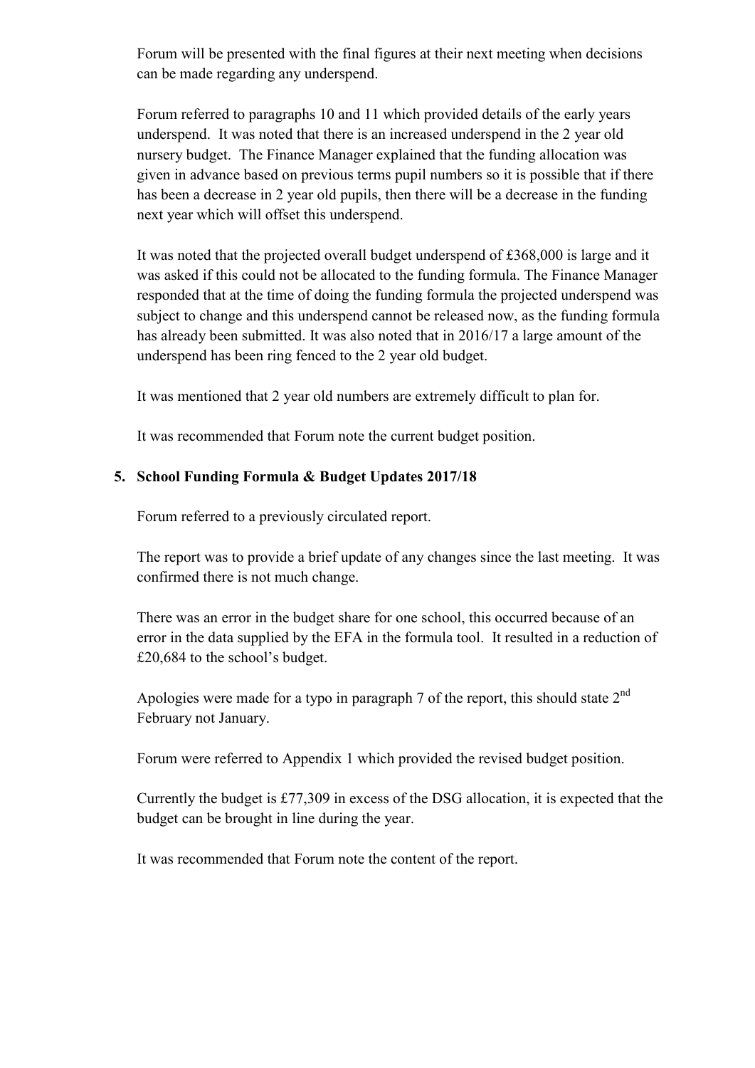Forum will be presented with the final figures at their next meeting when decisions can be made regarding any underspend.

Forum referred to paragraphs 10 and 11 which provided details of the early years underspend. It was noted that there is an increased underspend in the 2 year old nursery budget. The Finance Manager explained that the funding allocation was given in advance based on previous terms pupil numbers so it is possible that if there has been a decrease in 2 year old pupils, then there will be a decrease in the funding next year which will offset this underspend.

It was noted that the projected overall budget underspend of £368,000 is large and it was asked if this could not be allocated to the funding formula. The Finance Manager responded that at the time of doing the funding formula the projected underspend was subject to change and this underspend cannot be released now, as the funding formula has already been submitted. It was also noted that in 2016/17 a large amount of the underspend has been ring fenced to the 2 year old budget.

It was mentioned that 2 year old numbers are extremely difficult to plan for.

It was recommended that Forum note the current budget position.

**5. School Funding Formula & Budget Updates 2017/18**

Forum referred to a previously circulated report.

The report was to provide a brief update of any changes since the last meeting. It was confirmed there is not much change.

There was an error in the budget share for one school, this occurred because of an error in the data supplied by the EFA in the formula tool. It resulted in a reduction of £20,684 to the school's budget.

Apologies were made for a typo in paragraph 7 of the report, this should state 2nd February not January.

Forum were referred to Appendix 1 which provided the revised budget position.

Currently the budget is £77,309 in excess of the DSG allocation, it is expected that the budget can be brought in line during the year.

It was recommended that Forum note the content of the report.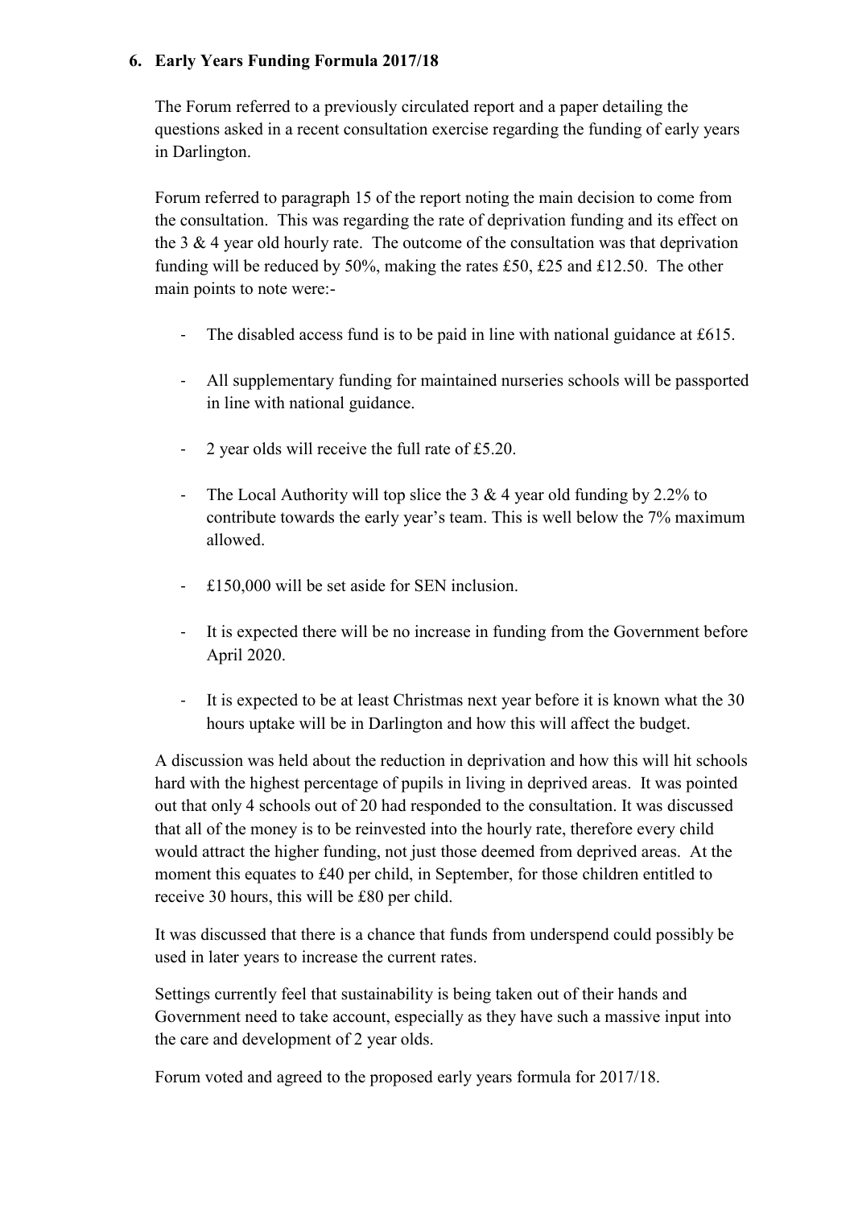**6. Early Years Funding Formula 2017/18**

The Forum referred to a previously circulated report and a paper detailing the questions asked in a recent consultation exercise regarding the funding of early years in Darlington.

Forum referred to paragraph 15 of the report noting the main decision to come from the consultation. This was regarding the rate of deprivation funding and its effect on the 3 & 4 year old hourly rate. The outcome of the consultation was that deprivation funding will be reduced by 50%, making the rates £50, £25 and £12.50. The other main points to note were:-

- The disabled access fund is to be paid in line with national guidance at £615.
- All supplementary funding for maintained nurseries schools will be passported in line with national guidance.
- 2 year olds will receive the full rate of £5.20.
- The Local Authority will top slice the 3 & 4 year old funding by 2.2% to contribute towards the early year's team. This is well below the 7% maximum allowed.
- £150,000 will be set aside for SEN inclusion.
- It is expected there will be no increase in funding from the Government before April 2020.
- It is expected to be at least Christmas next year before it is known what the 30 hours uptake will be in Darlington and how this will affect the budget.

A discussion was held about the reduction in deprivation and how this will hit schools hard with the highest percentage of pupils in living in deprived areas. It was pointed out that only 4 schools out of 20 had responded to the consultation. It was discussed that all of the money is to be reinvested into the hourly rate, therefore every child would attract the higher funding, not just those deemed from deprived areas. At the moment this equates to £40 per child, in September, for those children entitled to receive 30 hours, this will be £80 per child.

It was discussed that there is a chance that funds from underspend could possibly be used in later years to increase the current rates.

Settings currently feel that sustainability is being taken out of their hands and Government need to take account, especially as they have such a massive input into the care and development of 2 year olds.

Forum voted and agreed to the proposed early years formula for 2017/18.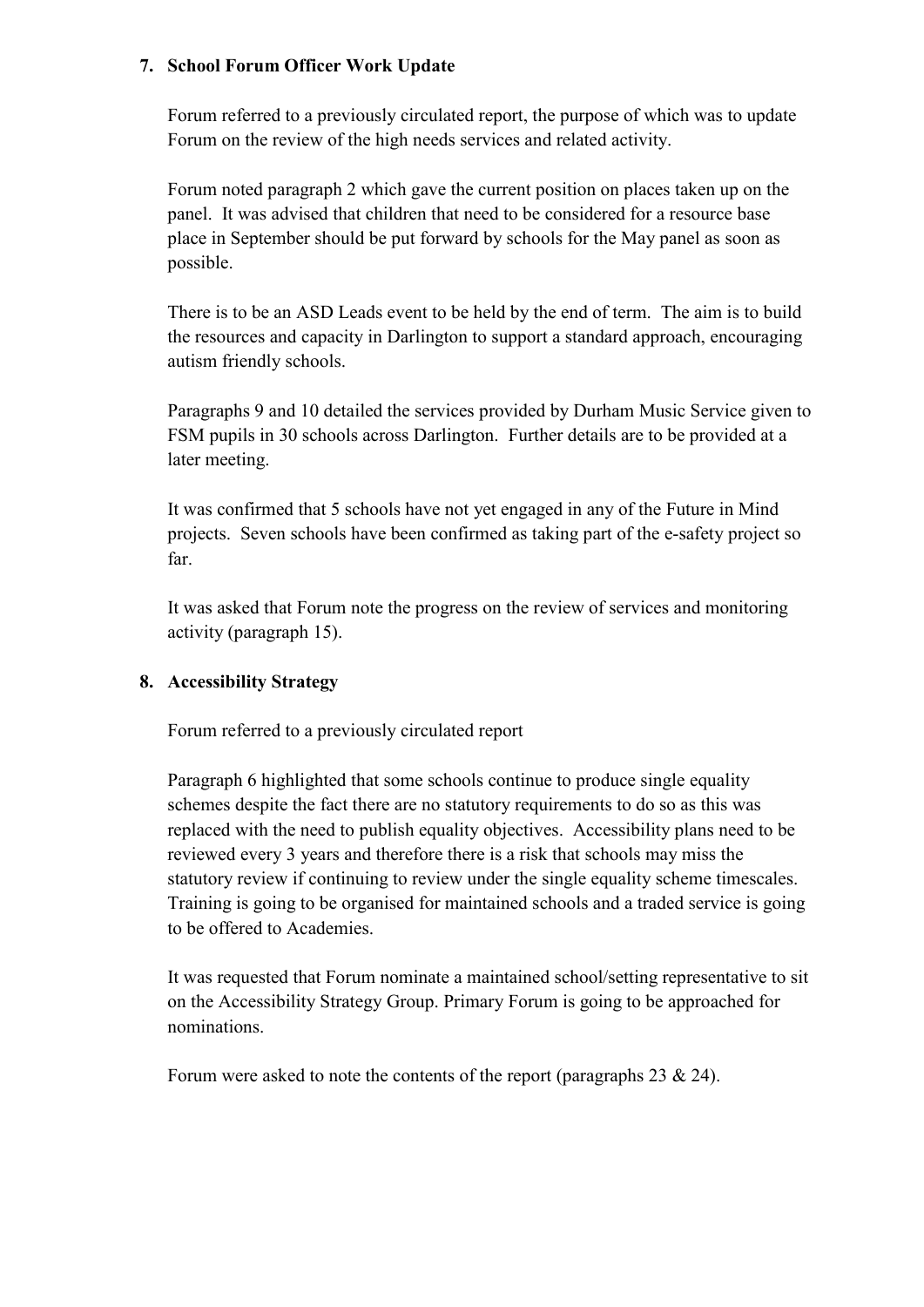## 7. School Forum Officer Work Update

Forum referred to a previously circulated report, the purpose of which was to update Forum on the review of the high needs services and related activity.

Forum noted paragraph 2 which gave the current position on places taken up on the panel. It was advised that children that need to be considered for a resource base place in September should be put forward by schools for the May panel as soon as possible.

There is to be an ASD Leads event to be held by the end of term. The aim is to build the resources and capacity in Darlington to support a standard approach, encouraging autism friendly schools.

Paragraphs 9 and 10 detailed the services provided by Durham Music Service given to FSM pupils in 30 schools across Darlington. Further details are to be provided at a later meeting.

It was confirmed that 5 schools have not yet engaged in any of the Future in Mind projects. Seven schools have been confirmed as taking part of the e-safety project so far.

It was asked that Forum note the progress on the review of services and monitoring activity (paragraph 15).

## 8. Accessibility Strategy

Forum referred to a previously circulated report

Paragraph 6 highlighted that some schools continue to produce single equality schemes despite the fact there are no statutory requirements to do so as this was replaced with the need to publish equality objectives. Accessibility plans need to be reviewed every 3 years and therefore there is a risk that schools may miss the statutory review if continuing to review under the single equality scheme timescales. Training is going to be organised for maintained schools and a traded service is going to be offered to Academies.

It was requested that Forum nominate a maintained school/setting representative to sit on the Accessibility Strategy Group. Primary Forum is going to be approached for nominations.

Forum were asked to note the contents of the report (paragraphs 23 & 24).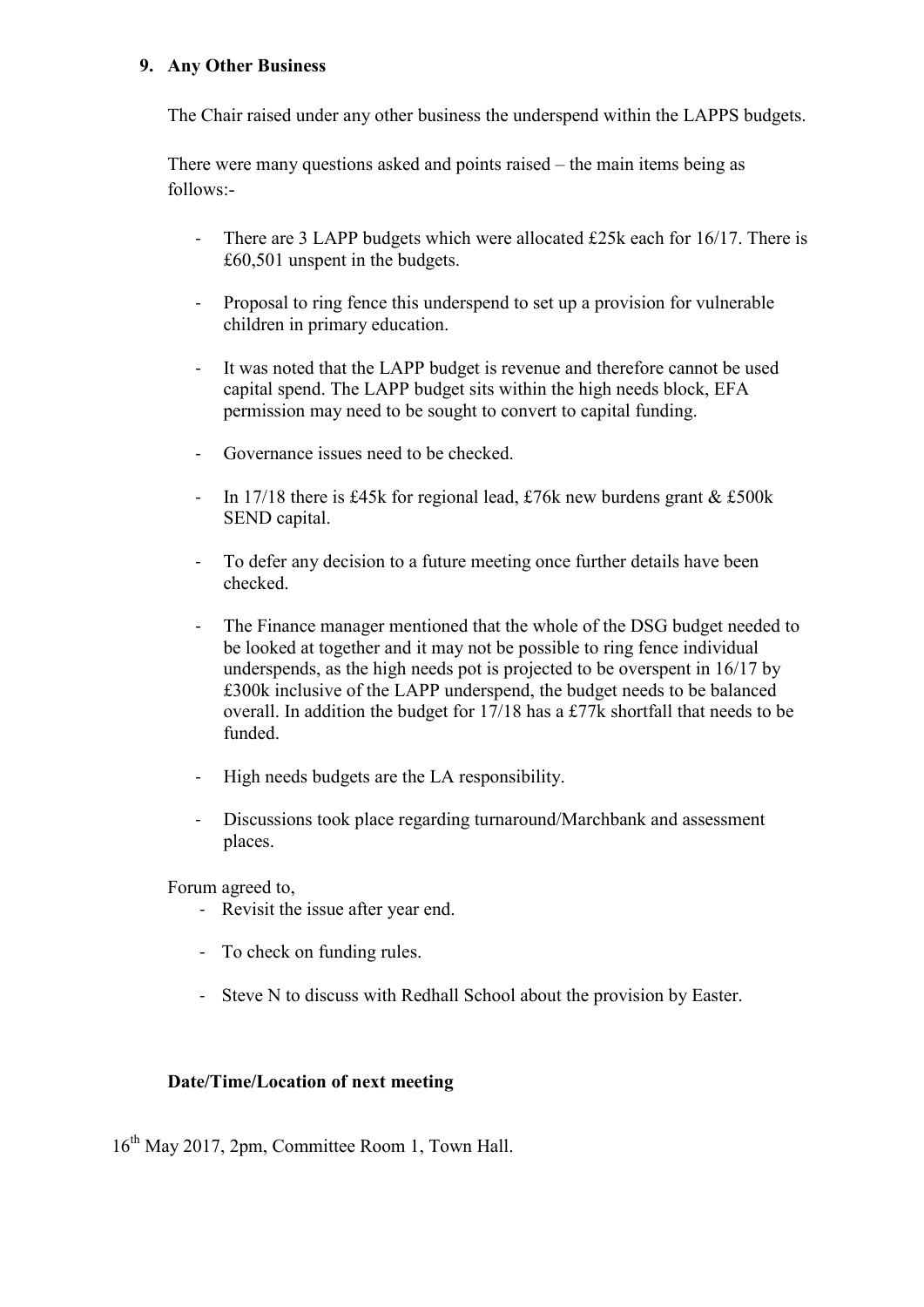## 9. Any Other Business

The Chair raised under any other business the underspend within the LAPPS budgets.

There were many questions asked and points raised – the main items being as follows:-

- There are 3 LAPP budgets which were allocated £25k each for 16/17. There is £60,501 unspent in the budgets.
- Proposal to ring fence this underspend to set up a provision for vulnerable children in primary education.
- It was noted that the LAPP budget is revenue and therefore cannot be used capital spend. The LAPP budget sits within the high needs block, EFA permission may need to be sought to convert to capital funding.
- Governance issues need to be checked.
- In 17/18 there is £45k for regional lead, £76k new burdens grant & £500k SEND capital.
- To defer any decision to a future meeting once further details have been checked.
- The Finance manager mentioned that the whole of the DSG budget needed to be looked at together and it may not be possible to ring fence individual underspends, as the high needs pot is projected to be overspent in 16/17 by £300k inclusive of the LAPP underspend, the budget needs to be balanced overall. In addition the budget for 17/18 has a £77k shortfall that needs to be funded.
- High needs budgets are the LA responsibility.
- Discussions took place regarding turnaround/Marchbank and assessment places.

Forum agreed to,

- Revisit the issue after year end.
- To check on funding rules.
- Steve N to discuss with Redhall School about the provision by Easter.

### Date/Time/Location of next meeting

16th May 2017, 2pm, Committee Room 1, Town Hall.